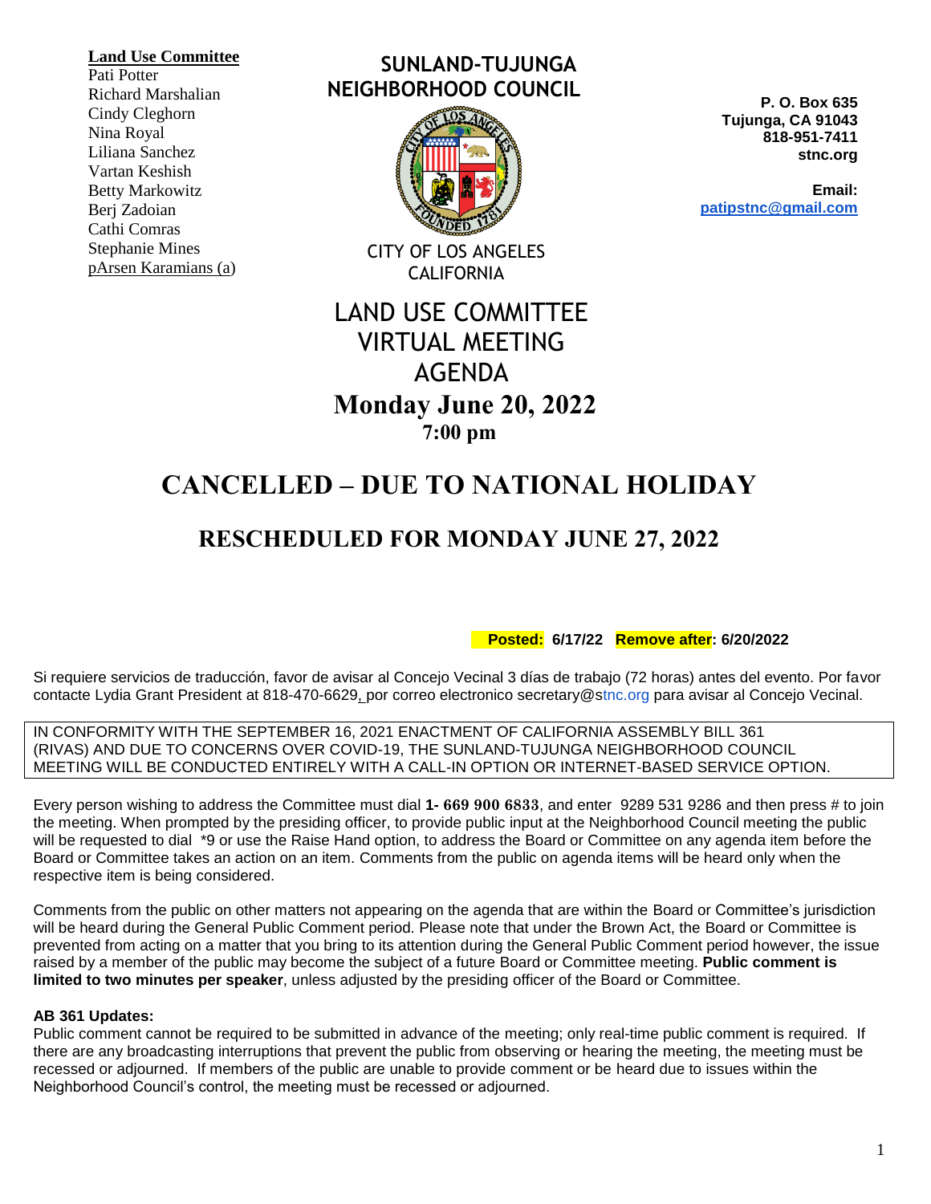**Land Use Committee**
Pati Potter
Richard Marshalian
Cindy Cleghorn
Nina Royal
Liliana Sanchez
Vartan Keshish
Betty Markowitz
Berj Zadoian
Cathi Comras
Stephanie Mines
pArsen Karamians (a)

# SUNLAND-TUJUNGA NEIGHBORHOOD COUNCIL

CITY OF LOS ANGELES
CALIFORNIA

**P. O. Box 635**
**Tujunga, CA 91043**
**818-951-7411**
**stnc.org**

**Email:**
**patipstnc@gmail.com**

# LAND USE COMMITTEE VIRTUAL MEETING AGENDA

## Monday June 20, 2022

### 7:00 pm

# CANCELLED – DUE TO NATIONAL HOLIDAY

## RESCHEDULED FOR MONDAY JUNE 27, 2022

**Posted: 6/17/22 Remove after: 6/20/2022**

Si requiere servicios de traducción, favor de avisar al Concejo Vecinal 3 días de trabajo (72 horas) antes del evento. Por favor contacte Lydia Grant President at 818-470-6629, por correo electronico secretary@stnc.org para avisar al Concejo Vecinal.

IN CONFORMITY WITH THE SEPTEMBER 16, 2021 ENACTMENT OF CALIFORNIA ASSEMBLY BILL 361 (RIVAS) AND DUE TO CONCERNS OVER COVID-19, THE SUNLAND-TUJUNGA NEIGHBORHOOD COUNCIL MEETING WILL BE CONDUCTED ENTIRELY WITH A CALL-IN OPTION OR INTERNET-BASED SERVICE OPTION.

Every person wishing to address the Committee must dial **1- 669 900 6833**, and enter 9289 531 9286 and then press # to join the meeting. When prompted by the presiding officer, to provide public input at the Neighborhood Council meeting the public will be requested to dial *9 or use the Raise Hand option, to address the Board or Committee on any agenda item before the Board or Committee takes an action on an item. Comments from the public on agenda items will be heard only when the respective item is being considered.

Comments from the public on other matters not appearing on the agenda that are within the Board or Committee's jurisdiction will be heard during the General Public Comment period. Please note that under the Brown Act, the Board or Committee is prevented from acting on a matter that you bring to its attention during the General Public Comment period however, the issue raised by a member of the public may become the subject of a future Board or Committee meeting. **Public comment is limited to two minutes per speaker**, unless adjusted by the presiding officer of the Board or Committee.

**AB 361 Updates:**
Public comment cannot be required to be submitted in advance of the meeting; only real-time public comment is required. If there are any broadcasting interruptions that prevent the public from observing or hearing the meeting, the meeting must be recessed or adjourned. If members of the public are unable to provide comment or be heard due to issues within the Neighborhood Council's control, the meeting must be recessed or adjourned.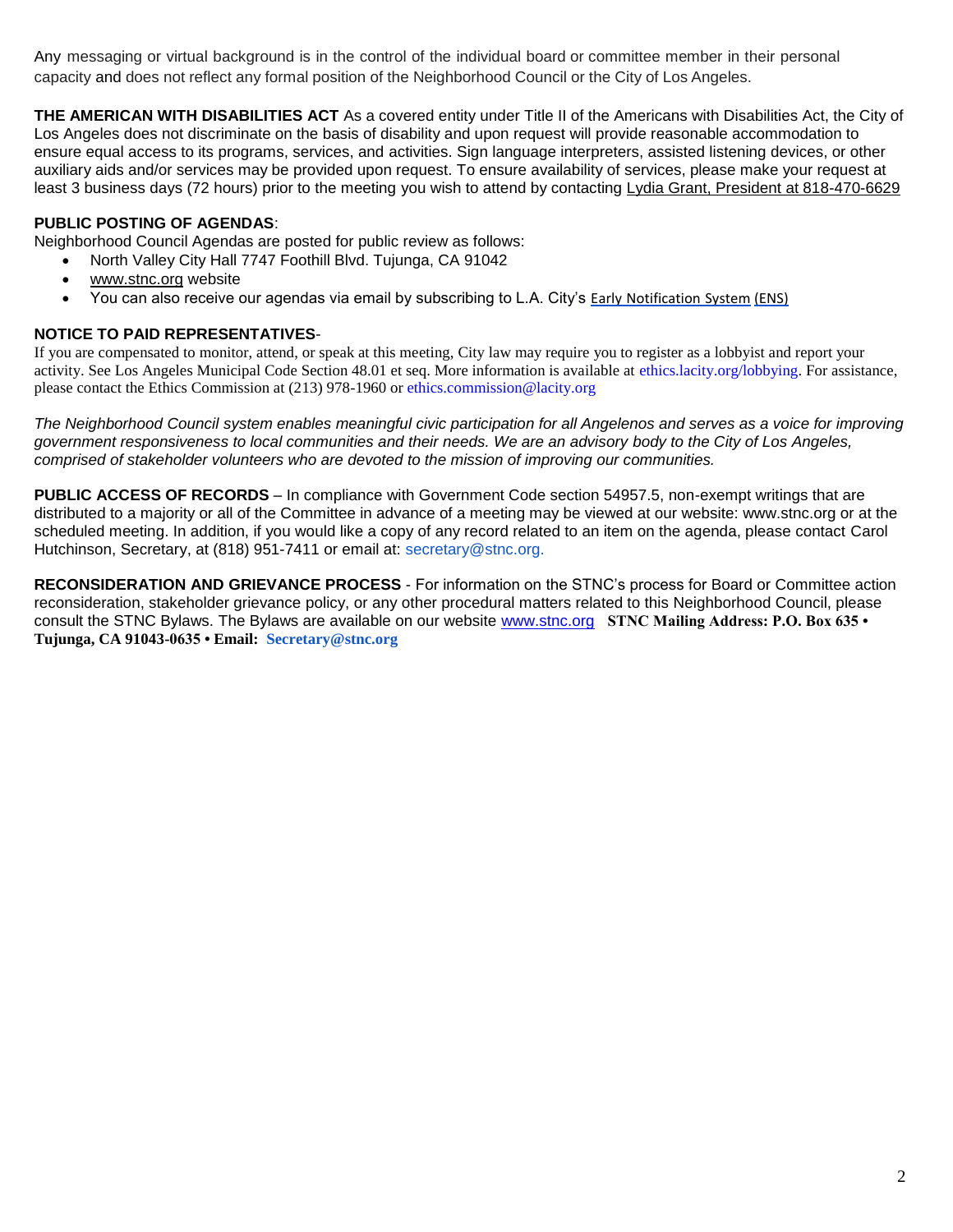Any messaging or virtual background is in the control of the individual board or committee member in their personal capacity and does not reflect any formal position of the Neighborhood Council or the City of Los Angeles.

**THE AMERICAN WITH DISABILITIES ACT** As a covered entity under Title II of the Americans with Disabilities Act, the City of Los Angeles does not discriminate on the basis of disability and upon request will provide reasonable accommodation to ensure equal access to its programs, services, and activities. Sign language interpreters, assisted listening devices, or other auxiliary aids and/or services may be provided upon request. To ensure availability of services, please make your request at least 3 business days (72 hours) prior to the meeting you wish to attend by contacting Lydia Grant, President at 818-470-6629

**PUBLIC POSTING OF AGENDAS**:

Neighborhood Council Agendas are posted for public review as follows:

- North Valley City Hall 7747 Foothill Blvd. Tujunga, CA 91042
- www.stnc.org website
- You can also receive our agendas via email by subscribing to L.A. City's Early Notification System (ENS)

**NOTICE TO PAID REPRESENTATIVES**-

If you are compensated to monitor, attend, or speak at this meeting, City law may require you to register as a lobbyist and report your activity. See Los Angeles Municipal Code Section 48.01 et seq. More information is available at ethics.lacity.org/lobbying. For assistance, please contact the Ethics Commission at (213) 978-1960 or ethics.commission@lacity.org

*The Neighborhood Council system enables meaningful civic participation for all Angelenos and serves as a voice for improving government responsiveness to local communities and their needs. We are an advisory body to the City of Los Angeles, comprised of stakeholder volunteers who are devoted to the mission of improving our communities.*

**PUBLIC ACCESS OF RECORDS** – In compliance with Government Code section 54957.5, non-exempt writings that are distributed to a majority or all of the Committee in advance of a meeting may be viewed at our website: www.stnc.org or at the scheduled meeting. In addition, if you would like a copy of any record related to an item on the agenda, please contact Carol Hutchinson, Secretary, at (818) 951-7411 or email at: secretary@stnc.org.

**RECONSIDERATION AND GRIEVANCE PROCESS** - For information on the STNC's process for Board or Committee action reconsideration, stakeholder grievance policy, or any other procedural matters related to this Neighborhood Council, please consult the STNC Bylaws. The Bylaws are available on our website www.stnc.org **STNC Mailing Address: P.O. Box 635 • Tujunga, CA 91043-0635 • Email: Secretary@stnc.org**